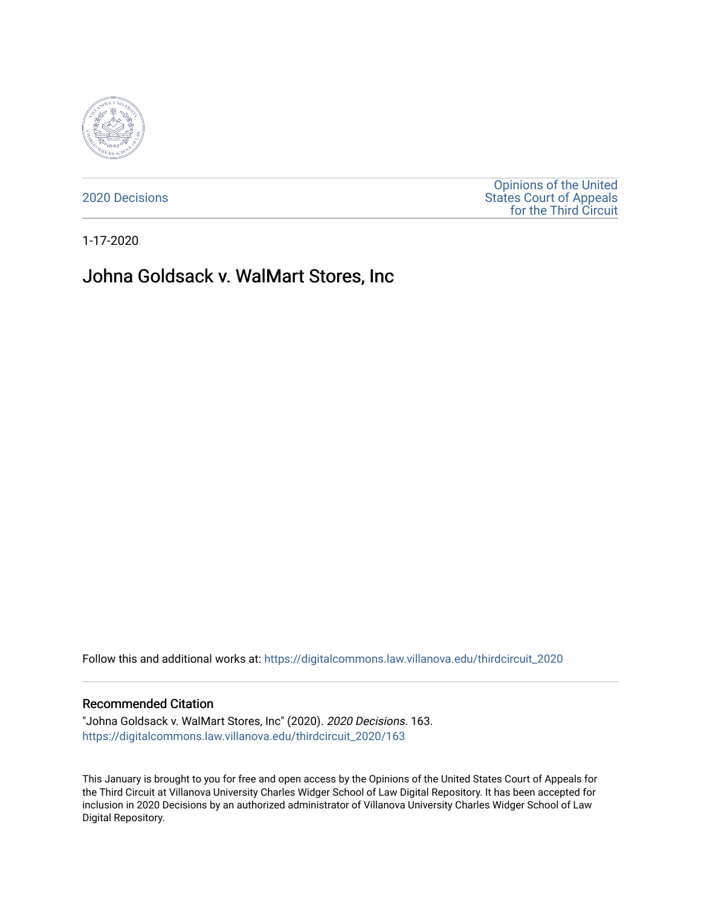2020 Decisions

Opinions of the United States Court of Appeals for the Third Circuit

1-17-2020

# Johna Goldsack v. WalMart Stores, Inc

Follow this and additional works at: https://digitalcommons.law.villanova.edu/thirdcircuit_2020

## Recommended Citation

"Johna Goldsack v. WalMart Stores, Inc" (2020). *2020 Decisions*. 163.
https://digitalcommons.law.villanova.edu/thirdcircuit_2020/163

This January is brought to you for free and open access by the Opinions of the United States Court of Appeals for the Third Circuit at Villanova University Charles Widger School of Law Digital Repository. It has been accepted for inclusion in 2020 Decisions by an authorized administrator of Villanova University Charles Widger School of Law Digital Repository.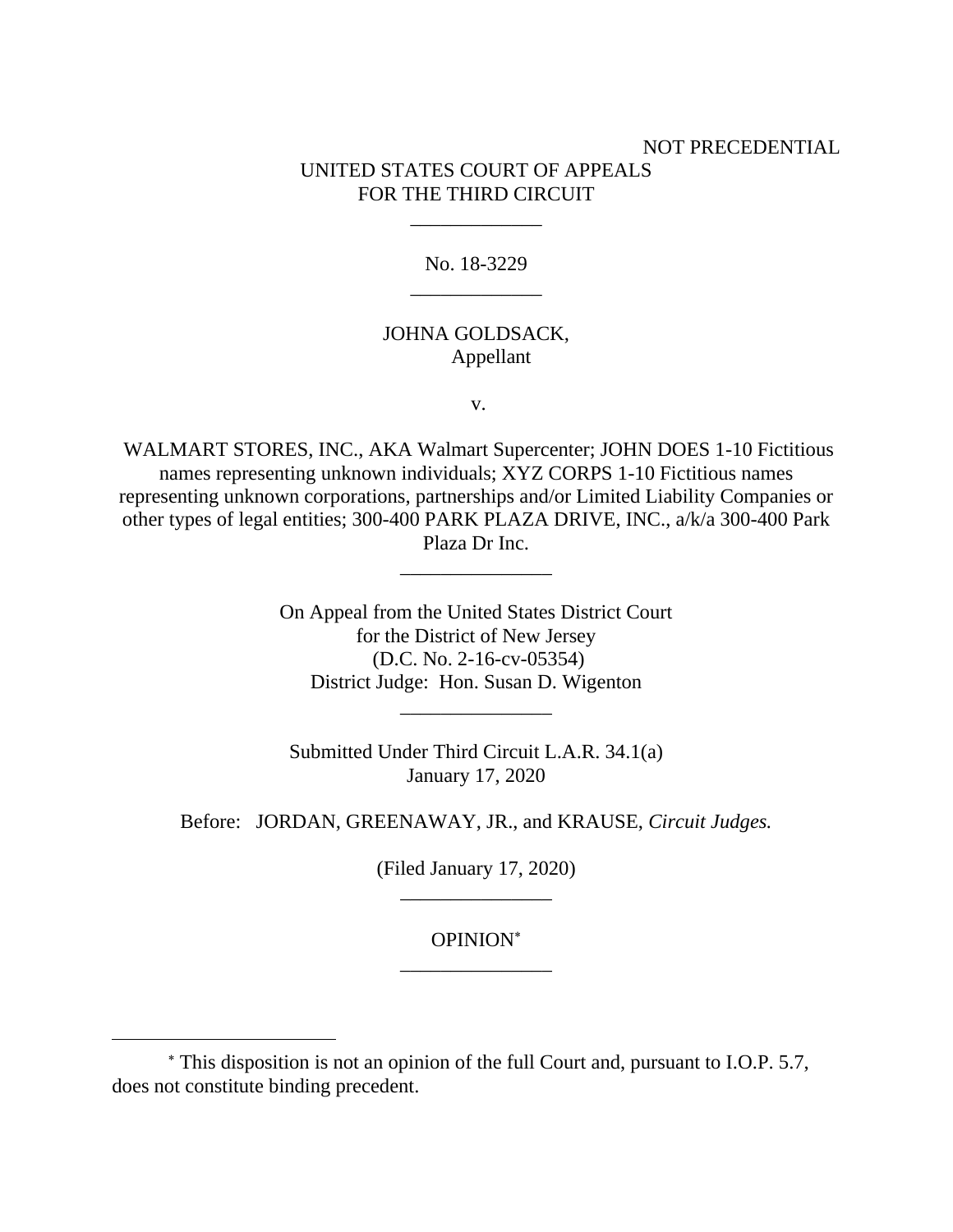NOT PRECEDENTIAL

UNITED STATES COURT OF APPEALS
FOR THE THIRD CIRCUIT

\_\_\_\_\_\_\_\_\_\_\_\_\_

No. 18-3229

\_\_\_\_\_\_\_\_\_\_\_\_\_

JOHNA GOLDSACK,
Appellant

v.

WALMART STORES, INC., AKA Walmart Supercenter; JOHN DOES 1-10 Fictitious names representing unknown individuals; XYZ CORPS 1-10 Fictitious names representing unknown corporations, partnerships and/or Limited Liability Companies or other types of legal entities; 300-400 PARK PLAZA DRIVE, INC., a/k/a 300-400 Park Plaza Dr Inc.

\_\_\_\_\_\_\_\_\_\_\_\_\_\_\_

On Appeal from the United States District Court
for the District of New Jersey
(D.C. No. 2-16-cv-05354)
District Judge: Hon. Susan D. Wigenton

\_\_\_\_\_\_\_\_\_\_\_\_\_\_\_

Submitted Under Third Circuit L.A.R. 34.1(a)
January 17, 2020

Before: JORDAN, GREENAWAY, JR., and KRAUSE, *Circuit Judges.*

(Filed January 17, 2020)

\_\_\_\_\_\_\_\_\_\_\_\_\_\_\_

OPINION[*]

\_\_\_\_\_\_\_\_\_\_\_\_\_\_\_

[*] This disposition is not an opinion of the full Court and, pursuant to I.O.P. 5.7, does not constitute binding precedent.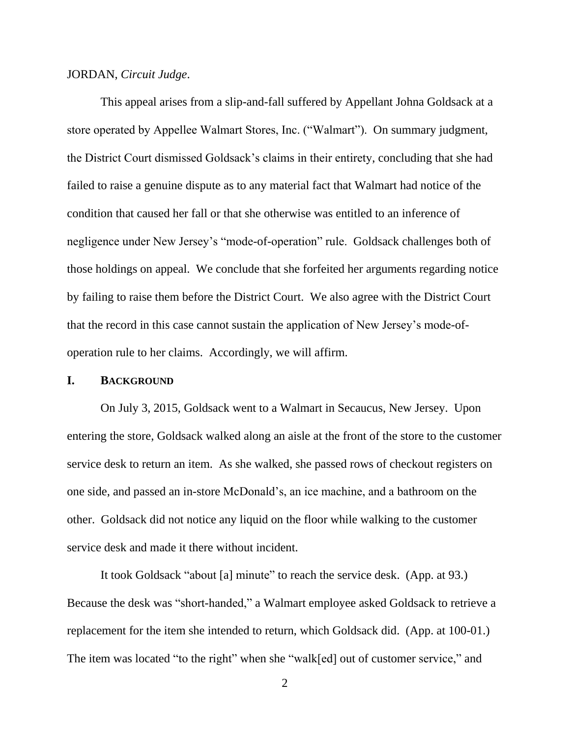JORDAN, *Circuit Judge*.

This appeal arises from a slip-and-fall suffered by Appellant Johna Goldsack at a store operated by Appellee Walmart Stores, Inc. ("Walmart"). On summary judgment, the District Court dismissed Goldsack's claims in their entirety, concluding that she had failed to raise a genuine dispute as to any material fact that Walmart had notice of the condition that caused her fall or that she otherwise was entitled to an inference of negligence under New Jersey's "mode-of-operation" rule. Goldsack challenges both of those holdings on appeal. We conclude that she forfeited her arguments regarding notice by failing to raise them before the District Court. We also agree with the District Court that the record in this case cannot sustain the application of New Jersey's mode-of-operation rule to her claims. Accordingly, we will affirm.

## I. BACKGROUND

On July 3, 2015, Goldsack went to a Walmart in Secaucus, New Jersey. Upon entering the store, Goldsack walked along an aisle at the front of the store to the customer service desk to return an item. As she walked, she passed rows of checkout registers on one side, and passed an in-store McDonald's, an ice machine, and a bathroom on the other. Goldsack did not notice any liquid on the floor while walking to the customer service desk and made it there without incident.

It took Goldsack "about [a] minute" to reach the service desk. (App. at 93.) Because the desk was "short-handed," a Walmart employee asked Goldsack to retrieve a replacement for the item she intended to return, which Goldsack did. (App. at 100-01.) The item was located "to the right" when she "walk[ed] out of customer service," and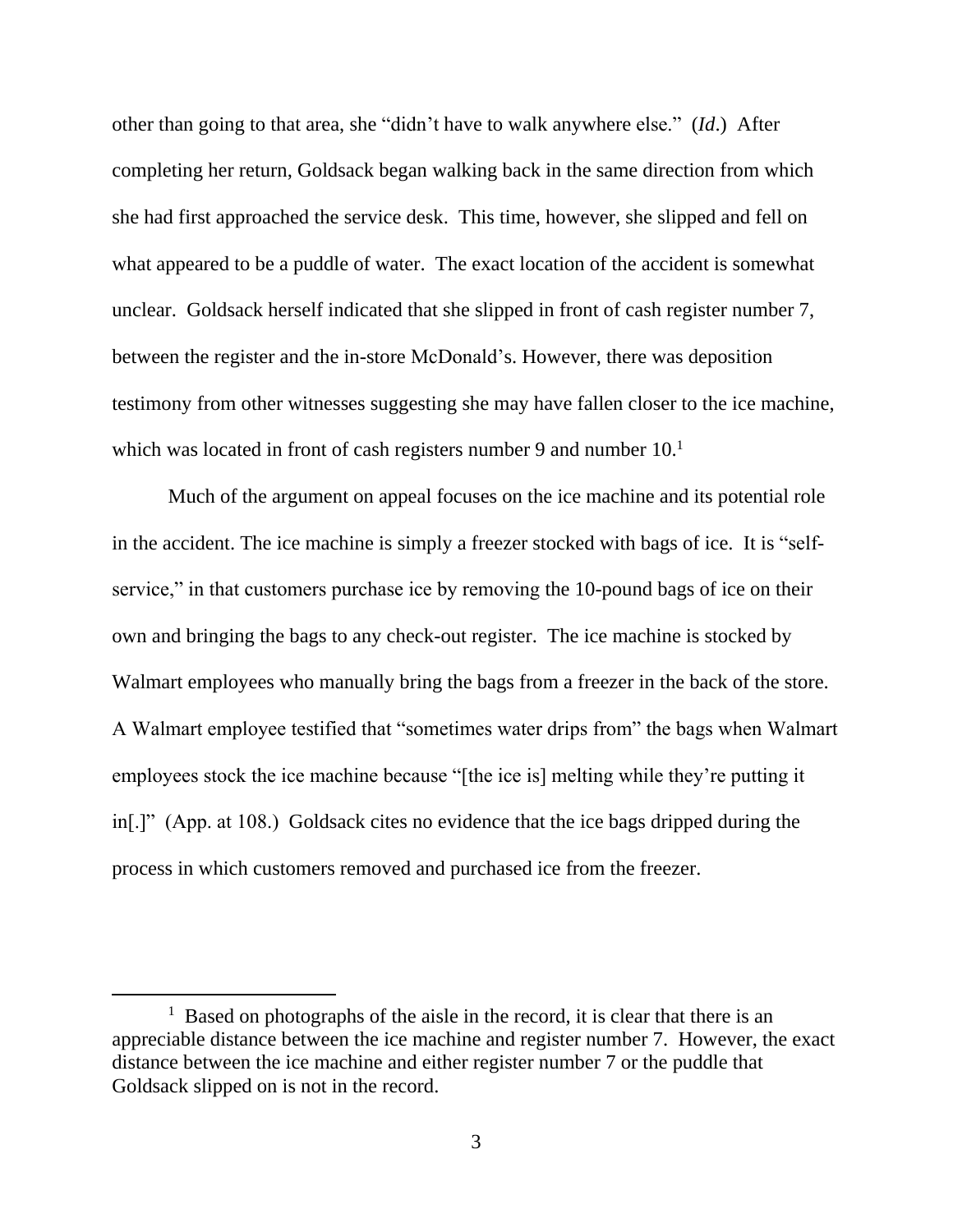other than going to that area, she "didn't have to walk anywhere else." (*Id*.) After completing her return, Goldsack began walking back in the same direction from which she had first approached the service desk. This time, however, she slipped and fell on what appeared to be a puddle of water. The exact location of the accident is somewhat unclear. Goldsack herself indicated that she slipped in front of cash register number 7, between the register and the in-store McDonald's. However, there was deposition testimony from other witnesses suggesting she may have fallen closer to the ice machine, which was located in front of cash registers number 9 and number 10.[1]

Much of the argument on appeal focuses on the ice machine and its potential role in the accident. The ice machine is simply a freezer stocked with bags of ice. It is "self-service," in that customers purchase ice by removing the 10-pound bags of ice on their own and bringing the bags to any check-out register. The ice machine is stocked by Walmart employees who manually bring the bags from a freezer in the back of the store. A Walmart employee testified that "sometimes water drips from" the bags when Walmart employees stock the ice machine because "[the ice is] melting while they're putting it in[.]" (App. at 108.) Goldsack cites no evidence that the ice bags dripped during the process in which customers removed and purchased ice from the freezer.

[1] Based on photographs of the aisle in the record, it is clear that there is an appreciable distance between the ice machine and register number 7. However, the exact distance between the ice machine and either register number 7 or the puddle that Goldsack slipped on is not in the record.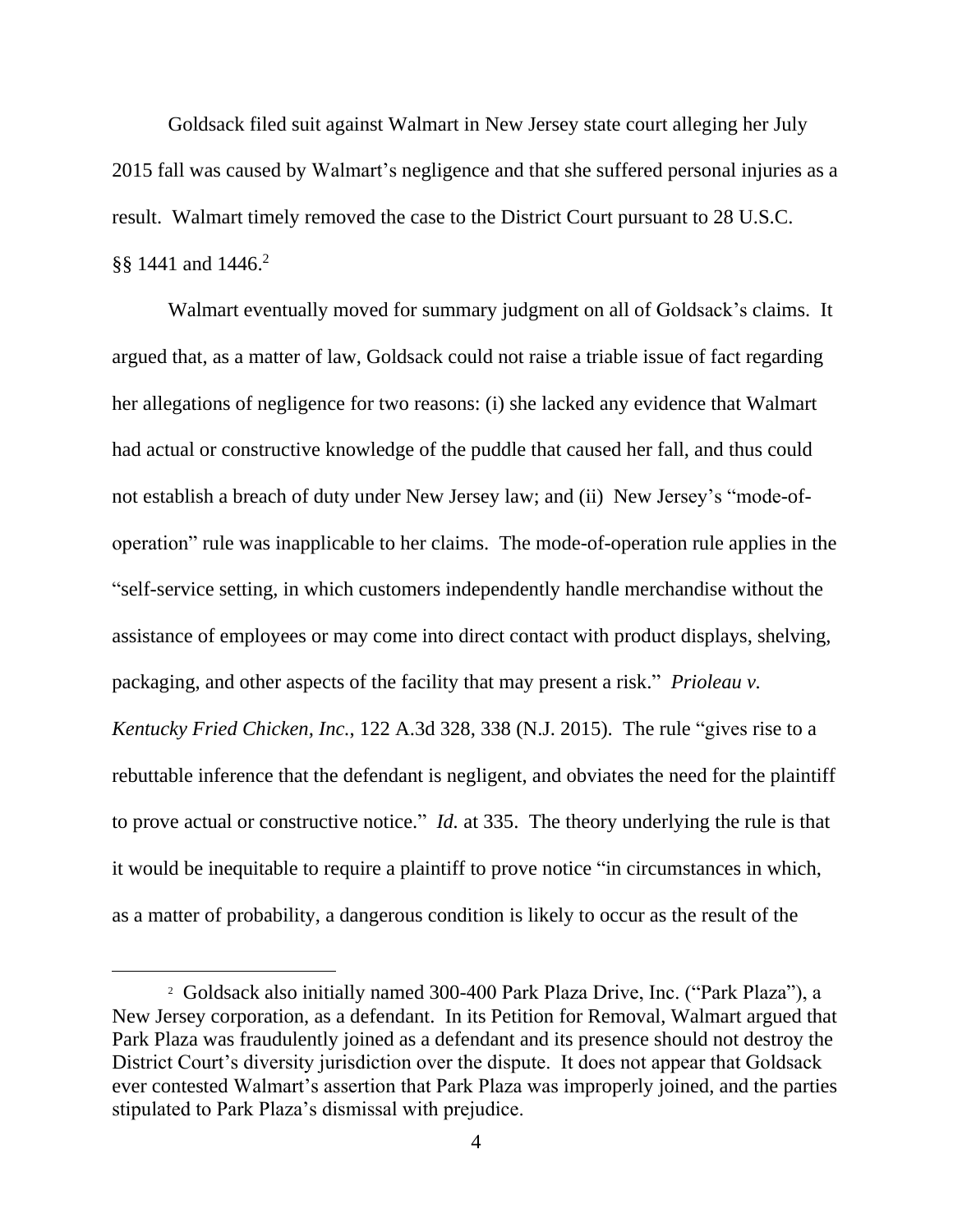Goldsack filed suit against Walmart in New Jersey state court alleging her July 2015 fall was caused by Walmart's negligence and that she suffered personal injuries as a result. Walmart timely removed the case to the District Court pursuant to 28 U.S.C. §§ 1441 and 1446.[2]

Walmart eventually moved for summary judgment on all of Goldsack's claims. It argued that, as a matter of law, Goldsack could not raise a triable issue of fact regarding her allegations of negligence for two reasons: (i) she lacked any evidence that Walmart had actual or constructive knowledge of the puddle that caused her fall, and thus could not establish a breach of duty under New Jersey law; and (ii) New Jersey's "mode-of-operation" rule was inapplicable to her claims. The mode-of-operation rule applies in the "self-service setting, in which customers independently handle merchandise without the assistance of employees or may come into direct contact with product displays, shelving, packaging, and other aspects of the facility that may present a risk." *Prioleau v. Kentucky Fried Chicken, Inc.*, 122 A.3d 328, 338 (N.J. 2015). The rule "gives rise to a rebuttable inference that the defendant is negligent, and obviates the need for the plaintiff to prove actual or constructive notice." *Id.* at 335. The theory underlying the rule is that it would be inequitable to require a plaintiff to prove notice "in circumstances in which, as a matter of probability, a dangerous condition is likely to occur as the result of the

[2] Goldsack also initially named 300-400 Park Plaza Drive, Inc. ("Park Plaza"), a New Jersey corporation, as a defendant. In its Petition for Removal, Walmart argued that Park Plaza was fraudulently joined as a defendant and its presence should not destroy the District Court's diversity jurisdiction over the dispute. It does not appear that Goldsack ever contested Walmart's assertion that Park Plaza was improperly joined, and the parties stipulated to Park Plaza's dismissal with prejudice.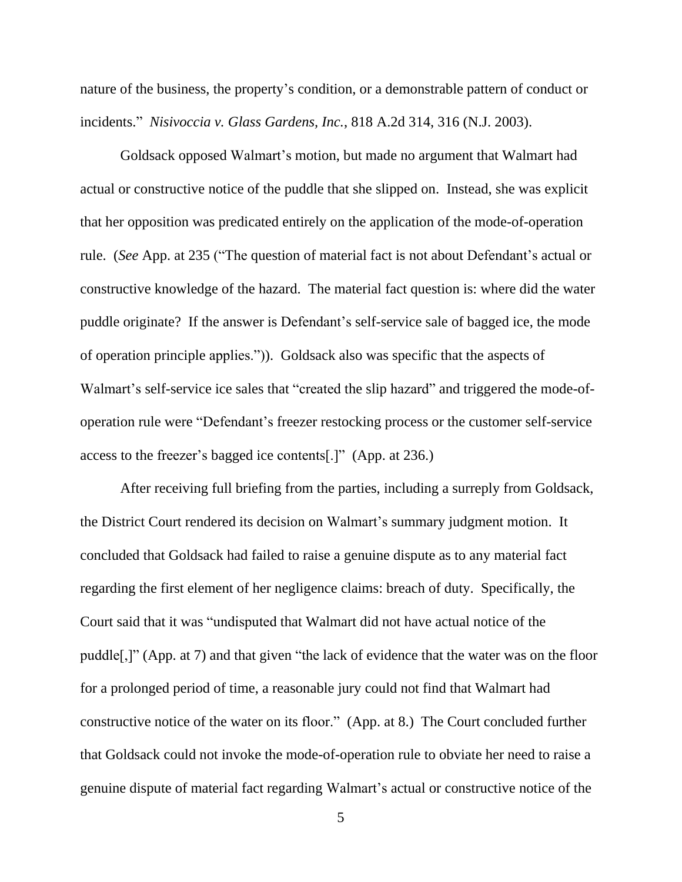nature of the business, the property's condition, or a demonstrable pattern of conduct or incidents." *Nisivoccia v. Glass Gardens, Inc.*, 818 A.2d 314, 316 (N.J. 2003).

Goldsack opposed Walmart's motion, but made no argument that Walmart had actual or constructive notice of the puddle that she slipped on. Instead, she was explicit that her opposition was predicated entirely on the application of the mode-of-operation rule. (*See* App. at 235 ("The question of material fact is not about Defendant's actual or constructive knowledge of the hazard. The material fact question is: where did the water puddle originate? If the answer is Defendant's self-service sale of bagged ice, the mode of operation principle applies.")). Goldsack also was specific that the aspects of Walmart's self-service ice sales that "created the slip hazard" and triggered the mode-of-operation rule were "Defendant's freezer restocking process or the customer self-service access to the freezer's bagged ice contents[.]" (App. at 236.)

After receiving full briefing from the parties, including a surreply from Goldsack, the District Court rendered its decision on Walmart's summary judgment motion. It concluded that Goldsack had failed to raise a genuine dispute as to any material fact regarding the first element of her negligence claims: breach of duty. Specifically, the Court said that it was "undisputed that Walmart did not have actual notice of the puddle[,]" (App. at 7) and that given "the lack of evidence that the water was on the floor for a prolonged period of time, a reasonable jury could not find that Walmart had constructive notice of the water on its floor." (App. at 8.) The Court concluded further that Goldsack could not invoke the mode-of-operation rule to obviate her need to raise a genuine dispute of material fact regarding Walmart's actual or constructive notice of the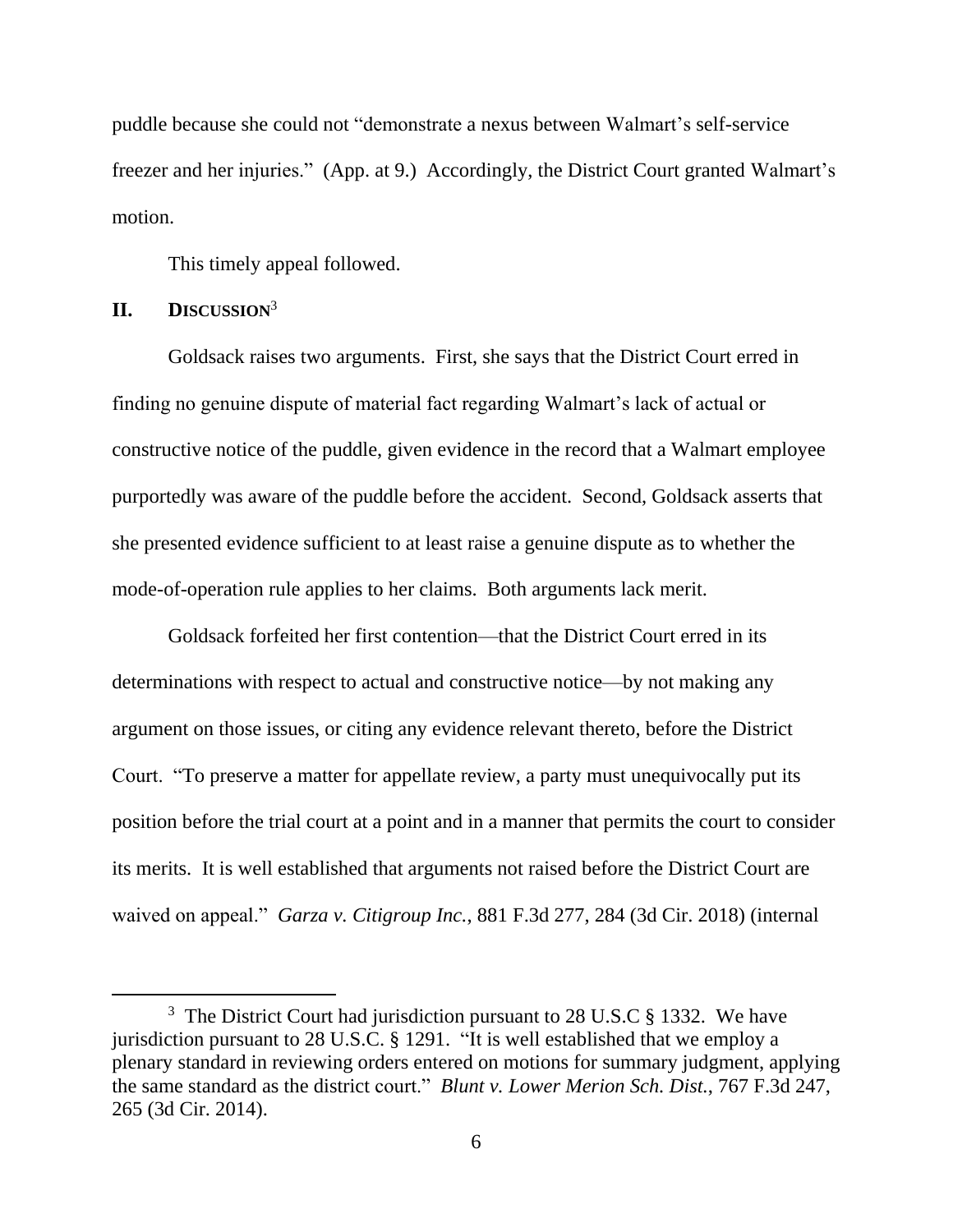puddle because she could not "demonstrate a nexus between Walmart's self-service freezer and her injuries." (App. at 9.) Accordingly, the District Court granted Walmart's motion.

This timely appeal followed.

## II. DISCUSSION[3]

Goldsack raises two arguments. First, she says that the District Court erred in finding no genuine dispute of material fact regarding Walmart's lack of actual or constructive notice of the puddle, given evidence in the record that a Walmart employee purportedly was aware of the puddle before the accident. Second, Goldsack asserts that she presented evidence sufficient to at least raise a genuine dispute as to whether the mode-of-operation rule applies to her claims. Both arguments lack merit.

Goldsack forfeited her first contention—that the District Court erred in its determinations with respect to actual and constructive notice—by not making any argument on those issues, or citing any evidence relevant thereto, before the District Court. "To preserve a matter for appellate review, a party must unequivocally put its position before the trial court at a point and in a manner that permits the court to consider its merits. It is well established that arguments not raised before the District Court are waived on appeal." *Garza v. Citigroup Inc.*, 881 F.3d 277, 284 (3d Cir. 2018) (internal

---

[3] The District Court had jurisdiction pursuant to 28 U.S.C § 1332. We have jurisdiction pursuant to 28 U.S.C. § 1291. "It is well established that we employ a plenary standard in reviewing orders entered on motions for summary judgment, applying the same standard as the district court." *Blunt v. Lower Merion Sch. Dist.*, 767 F.3d 247, 265 (3d Cir. 2014).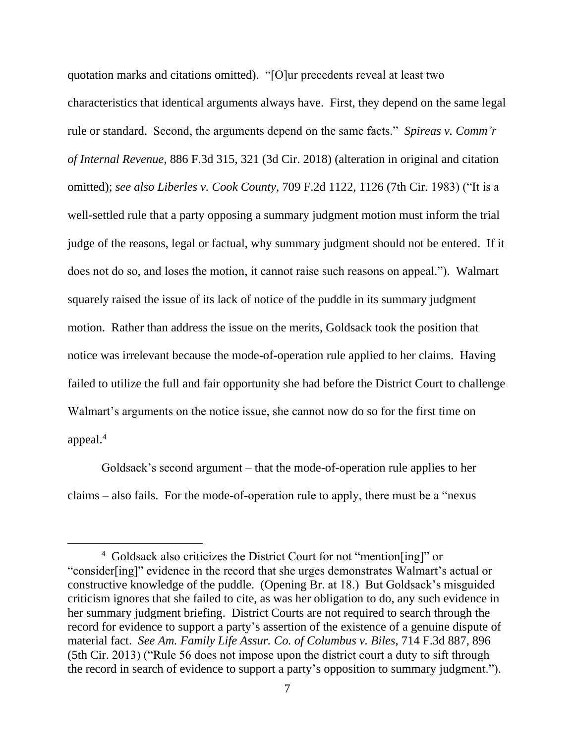quotation marks and citations omitted). "[O]ur precedents reveal at least two characteristics that identical arguments always have. First, they depend on the same legal rule or standard. Second, the arguments depend on the same facts." *Spireas v. Comm'r of Internal Revenue*, 886 F.3d 315, 321 (3d Cir. 2018) (alteration in original and citation omitted); *see also Liberles v. Cook County*, 709 F.2d 1122, 1126 (7th Cir. 1983) ("It is a well-settled rule that a party opposing a summary judgment motion must inform the trial judge of the reasons, legal or factual, why summary judgment should not be entered. If it does not do so, and loses the motion, it cannot raise such reasons on appeal."). Walmart squarely raised the issue of its lack of notice of the puddle in its summary judgment motion. Rather than address the issue on the merits, Goldsack took the position that notice was irrelevant because the mode-of-operation rule applied to her claims. Having failed to utilize the full and fair opportunity she had before the District Court to challenge Walmart's arguments on the notice issue, she cannot now do so for the first time on appeal.[4]

Goldsack's second argument – that the mode-of-operation rule applies to her claims – also fails. For the mode-of-operation rule to apply, there must be a "nexus

[4] Goldsack also criticizes the District Court for not "mention[ing]" or "consider[ing]" evidence in the record that she urges demonstrates Walmart's actual or constructive knowledge of the puddle. (Opening Br. at 18.) But Goldsack's misguided criticism ignores that she failed to cite, as was her obligation to do, any such evidence in her summary judgment briefing. District Courts are not required to search through the record for evidence to support a party's assertion of the existence of a genuine dispute of material fact. *See Am. Family Life Assur. Co. of Columbus v. Biles*, 714 F.3d 887, 896 (5th Cir. 2013) ("Rule 56 does not impose upon the district court a duty to sift through the record in search of evidence to support a party's opposition to summary judgment.").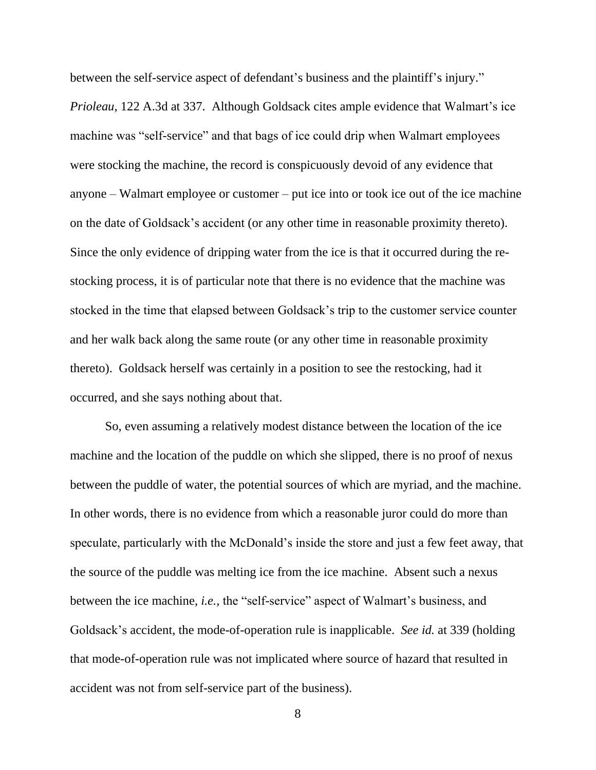between the self-service aspect of defendant's business and the plaintiff's injury." *Prioleau*, 122 A.3d at 337. Although Goldsack cites ample evidence that Walmart's ice machine was "self-service" and that bags of ice could drip when Walmart employees were stocking the machine, the record is conspicuously devoid of any evidence that anyone – Walmart employee or customer – put ice into or took ice out of the ice machine on the date of Goldsack's accident (or any other time in reasonable proximity thereto). Since the only evidence of dripping water from the ice is that it occurred during the re-stocking process, it is of particular note that there is no evidence that the machine was stocked in the time that elapsed between Goldsack's trip to the customer service counter and her walk back along the same route (or any other time in reasonable proximity thereto). Goldsack herself was certainly in a position to see the restocking, had it occurred, and she says nothing about that.

So, even assuming a relatively modest distance between the location of the ice machine and the location of the puddle on which she slipped, there is no proof of nexus between the puddle of water, the potential sources of which are myriad, and the machine. In other words, there is no evidence from which a reasonable juror could do more than speculate, particularly with the McDonald's inside the store and just a few feet away, that the source of the puddle was melting ice from the ice machine. Absent such a nexus between the ice machine, *i.e.*, the "self-service" aspect of Walmart's business, and Goldsack's accident, the mode-of-operation rule is inapplicable. *See id.* at 339 (holding that mode-of-operation rule was not implicated where source of hazard that resulted in accident was not from self-service part of the business).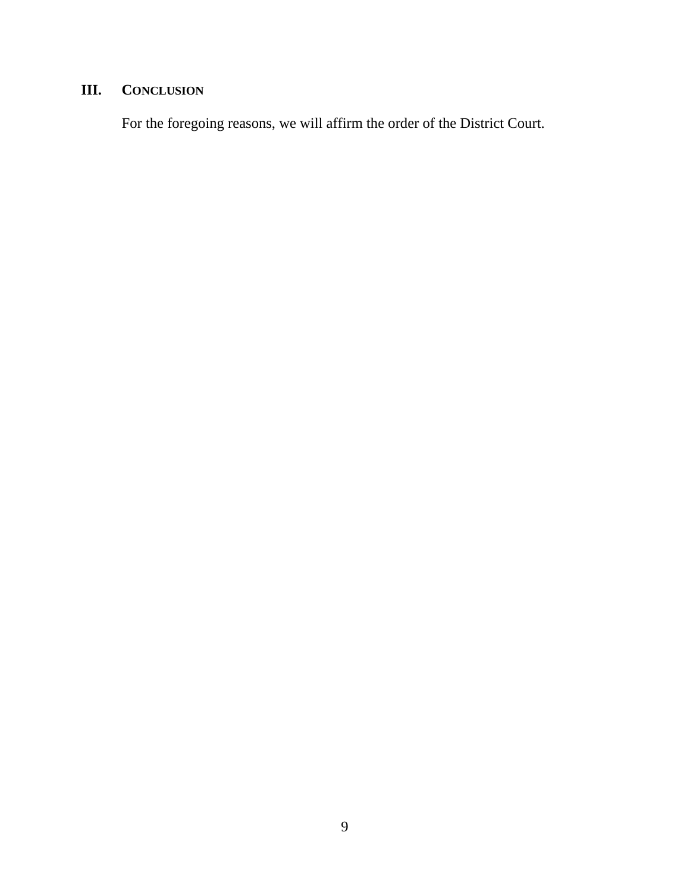## III. CONCLUSION

For the foregoing reasons, we will affirm the order of the District Court.